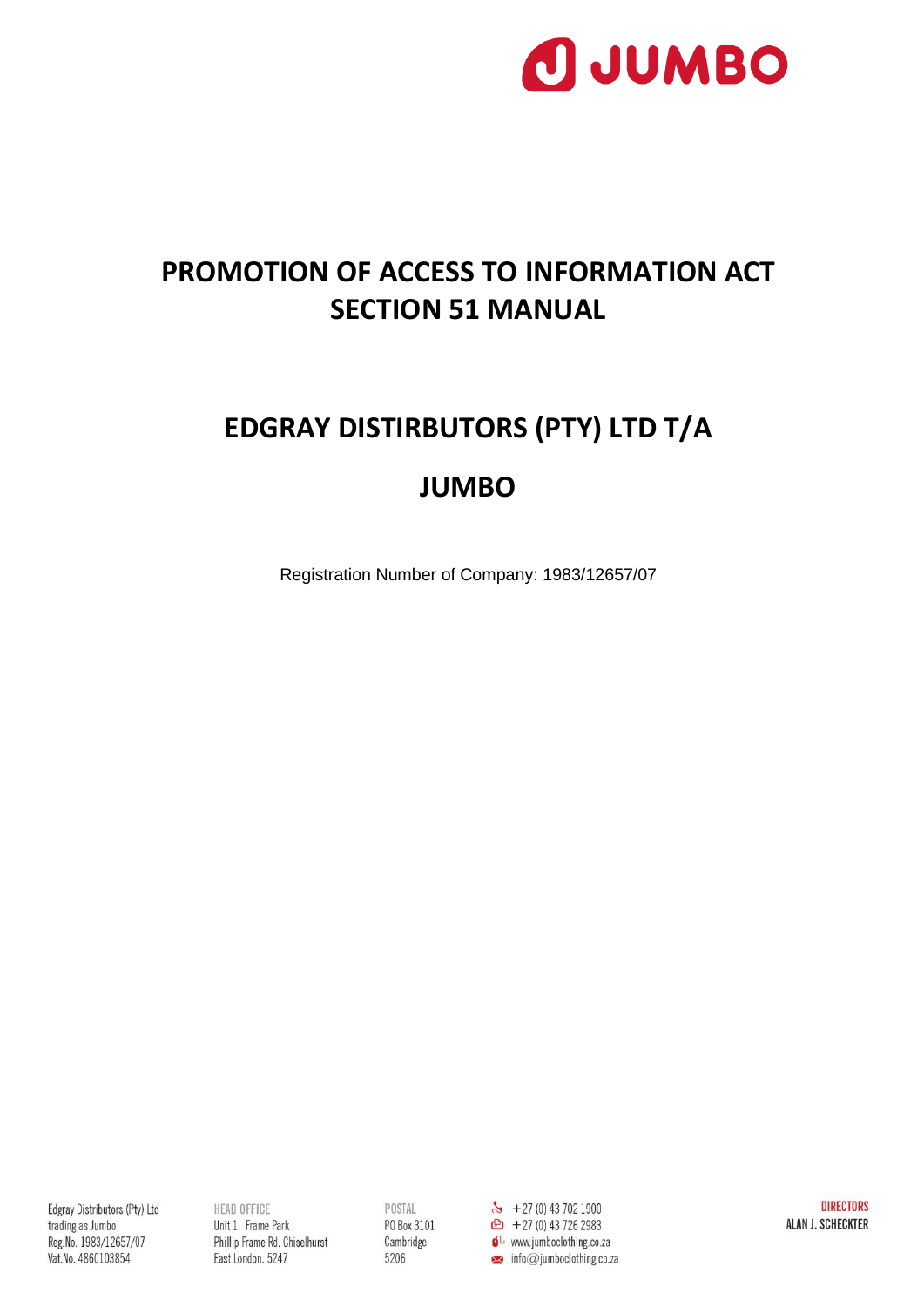# PROMOTION OF ACCESS TO INFORMATION ACT SECTION 51 MANUAL

# EDGRAY DISTIRBUTORS (PTY) LTD T/A

# JUMBO

Registration Number of Company: 1983/12657/07

Edgray Distributors (Pty) Ltd
trading as Jumbo
Reg.No. 1983/12657/07
Vat.No. 4860103854

HEAD OFFICE
Unit 1. Frame Park
Phillip Frame Rd. Chiselhurst
East London. 5247

POSTAL
PO Box 3101
Cambridge
5206

+27 (0) 43 702 1900
+27 (0) 43 726 2983
www.jumboclothing.co.za
info@jumboclothing.co.za

DIRECTORS
ALAN J. SCHECKTER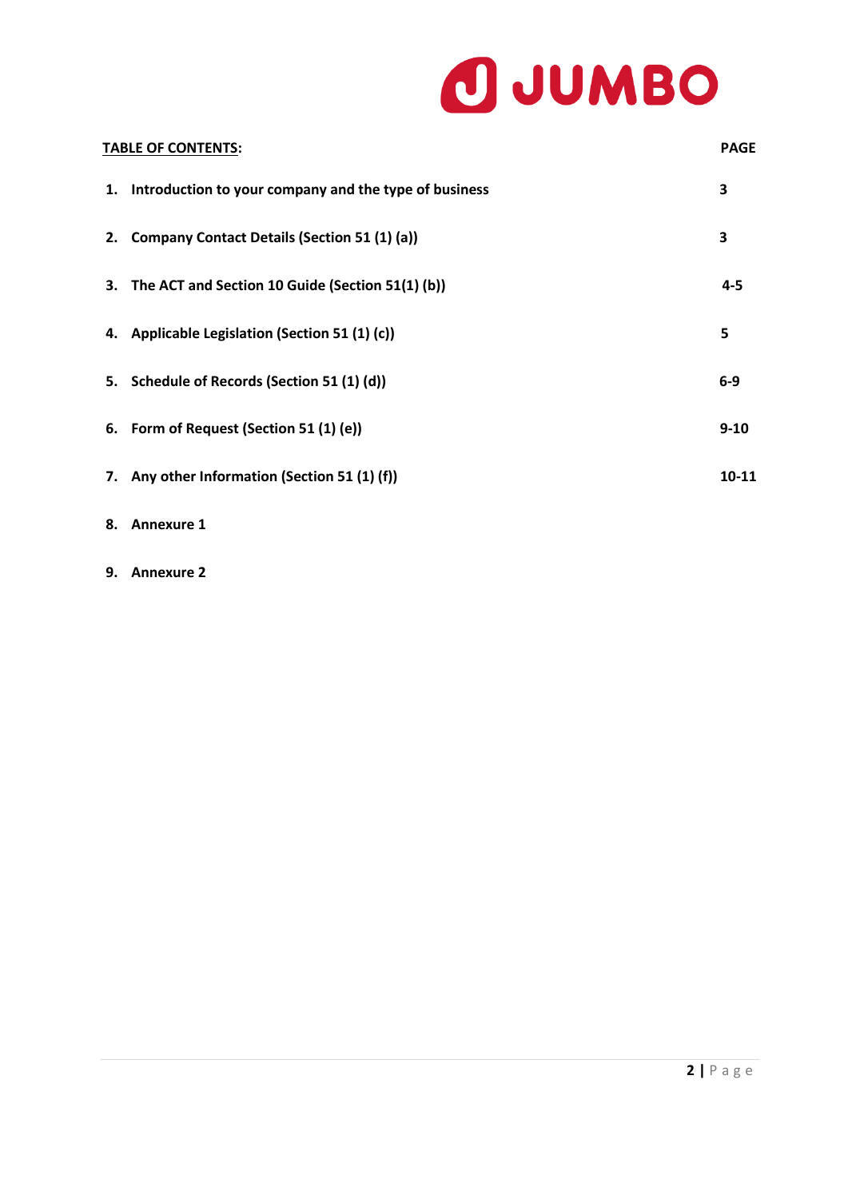JUMBO

| TABLE OF CONTENTS: | PAGE |
|---|---|
| 1. Introduction to your company and the type of business | 3 |
| 2. Company Contact Details (Section 51 (1) (a)) | 3 |
| 3. The ACT and Section 10 Guide (Section 51(1) (b)) | 4-5 |
| 4. Applicable Legislation (Section 51 (1) (c)) | 5 |
| 5. Schedule of Records (Section 51 (1) (d)) | 6-9 |
| 6. Form of Request (Section 51 (1) (e)) | 9-10 |
| 7. Any other Information (Section 51 (1) (f)) | 10-11 |
| 8. Annexure 1 | |
| 9. Annexure 2 | |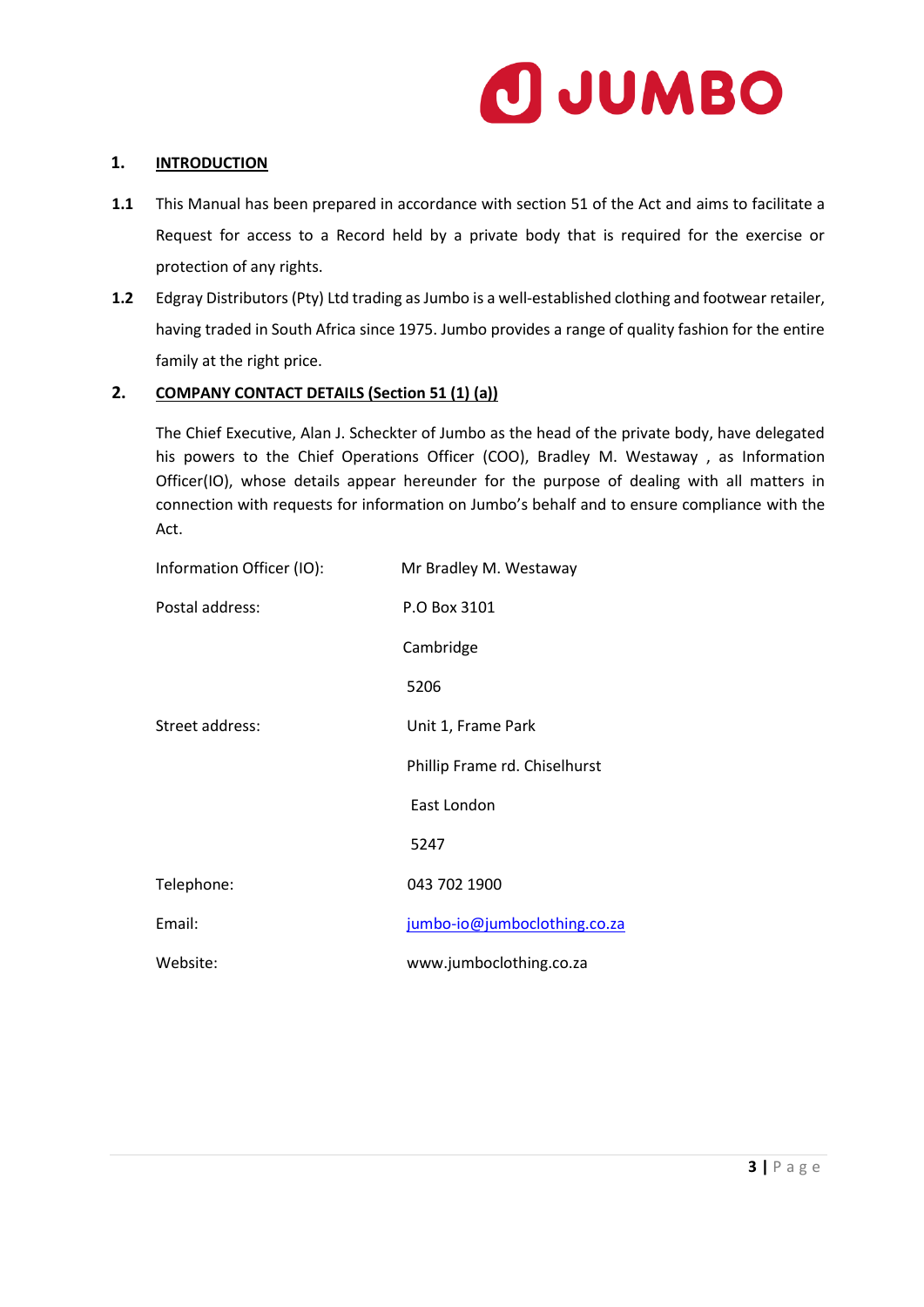## 1. INTRODUCTION

**1.1** This Manual has been prepared in accordance with section 51 of the Act and aims to facilitate a Request for access to a Record held by a private body that is required for the exercise or protection of any rights.

**1.2** Edgray Distributors (Pty) Ltd trading as Jumbo is a well-established clothing and footwear retailer, having traded in South Africa since 1975. Jumbo provides a range of quality fashion for the entire family at the right price.

## 2. COMPANY CONTACT DETAILS (Section 51 (1) (a))

The Chief Executive, Alan J. Scheckter of Jumbo as the head of the private body, have delegated his powers to the Chief Operations Officer (COO), Bradley M. Westaway , as Information Officer(IO), whose details appear hereunder for the purpose of dealing with all matters in connection with requests for information on Jumbo's behalf and to ensure compliance with the Act.

| | |
|---|---|
| Information Officer (IO): | Mr Bradley M. Westaway |
| Postal address: | P.O Box 3101 |
| | Cambridge |
| | 5206 |
| Street address: | Unit 1, Frame Park |
| | Phillip Frame rd. Chiselhurst |
| | East London |
| | 5247 |
| Telephone: | 043 702 1900 |
| Email: | jumbo-io@jumboclothing.co.za |
| Website: | www.jumboclothing.co.za |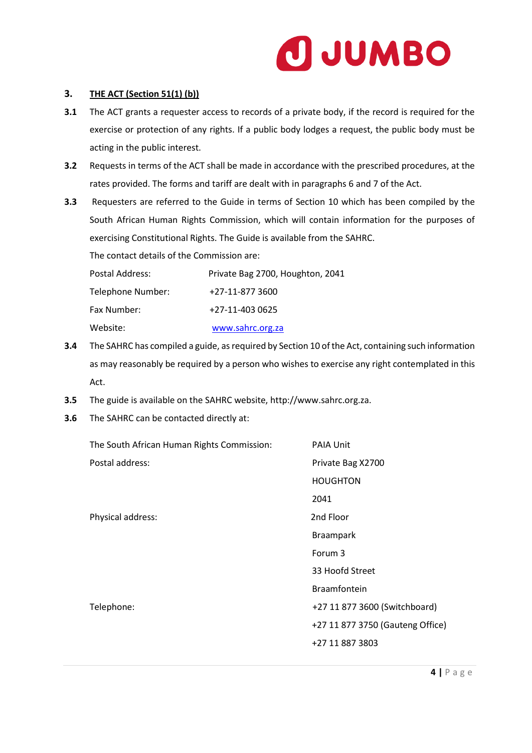## 3. THE ACT (Section 51(1) (b))

**3.1** The ACT grants a requester access to records of a private body, if the record is required for the exercise or protection of any rights. If a public body lodges a request, the public body must be acting in the public interest.

**3.2** Requests in terms of the ACT shall be made in accordance with the prescribed procedures, at the rates provided. The forms and tariff are dealt with in paragraphs 6 and 7 of the Act.

**3.3** Requesters are referred to the Guide in terms of Section 10 which has been compiled by the South African Human Rights Commission, which will contain information for the purposes of exercising Constitutional Rights. The Guide is available from the SAHRC.

The contact details of the Commission are:

| | |
|---|---|
| Postal Address: | Private Bag 2700, Houghton, 2041 |
| Telephone Number: | +27-11-877 3600 |
| Fax Number: | +27-11-403 0625 |
| Website: | www.sahrc.org.za |

**3.4** The SAHRC has compiled a guide, as required by Section 10 of the Act, containing such information as may reasonably be required by a person who wishes to exercise any right contemplated in this Act.

**3.5** The guide is available on the SAHRC website, http://www.sahrc.org.za.

**3.6** The SAHRC can be contacted directly at:

| | |
|---|---|
| The South African Human Rights Commission: | PAIA Unit |
| Postal address: | Private Bag X2700<br>HOUGHTON<br>2041 |
| Physical address: | 2nd Floor<br>Braampark<br>Forum 3<br>33 Hoofd Street<br>Braamfontein |
| Telephone: | +27 11 877 3600 (Switchboard)<br>+27 11 877 3750 (Gauteng Office)<br>+27 11 887 3803 |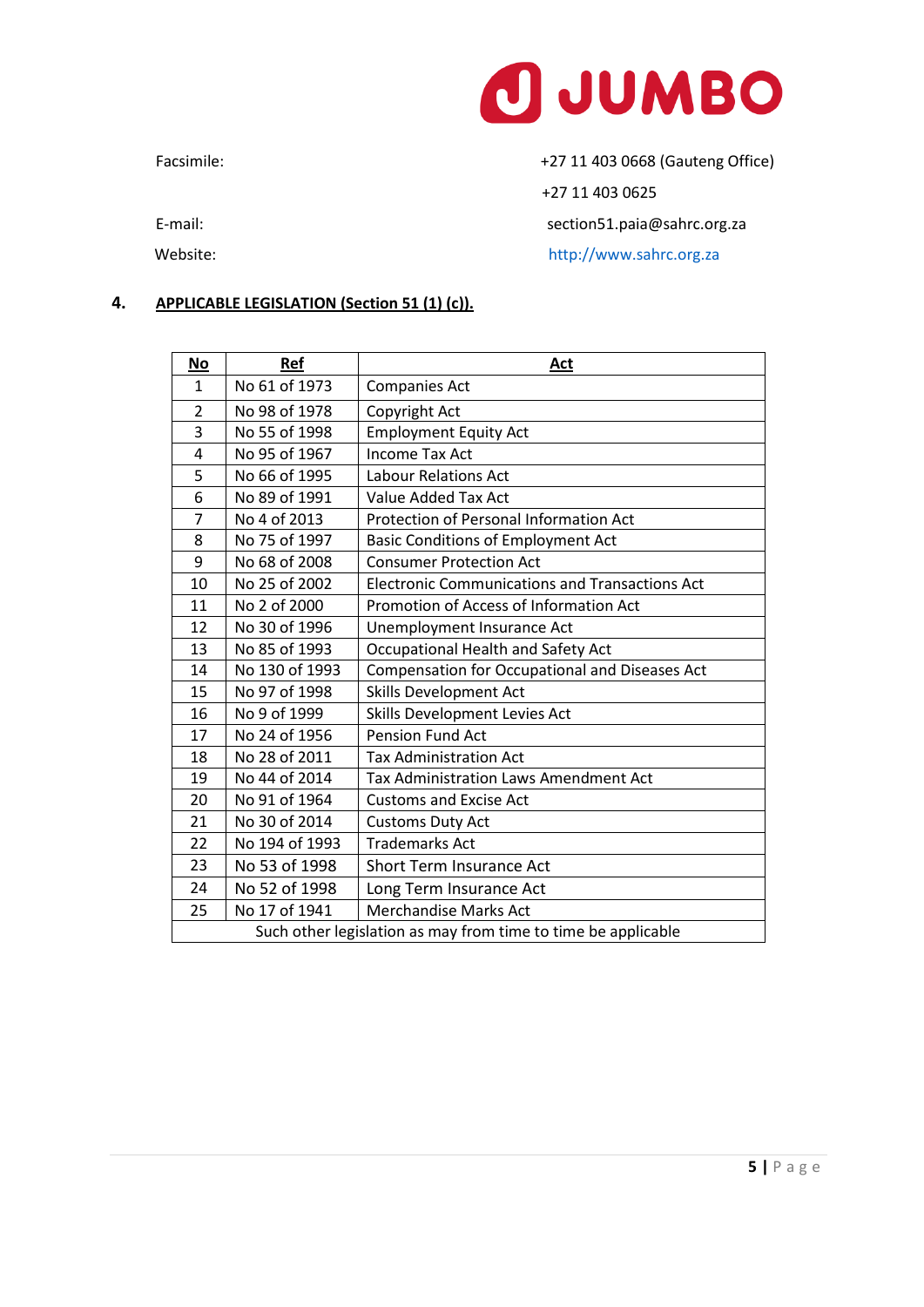Facsimile: +27 11 403 0668 (Gauteng Office)

+27 11 403 0625

E-mail: section51.paia@sahrc.org.za

Website: http://www.sahrc.org.za

## 4. APPLICABLE LEGISLATION (Section 51 (1) (c)).

| No | Ref | Act |
|---|---|---|
| 1 | No 61 of 1973 | Companies Act |
| 2 | No 98 of 1978 | Copyright Act |
| 3 | No 55 of 1998 | Employment Equity Act |
| 4 | No 95 of 1967 | Income Tax Act |
| 5 | No 66 of 1995 | Labour Relations Act |
| 6 | No 89 of 1991 | Value Added Tax Act |
| 7 | No 4 of 2013 | Protection of Personal Information Act |
| 8 | No 75 of 1997 | Basic Conditions of Employment Act |
| 9 | No 68 of 2008 | Consumer Protection Act |
| 10 | No 25 of 2002 | Electronic Communications and Transactions Act |
| 11 | No 2 of 2000 | Promotion of Access of Information Act |
| 12 | No 30 of 1996 | Unemployment Insurance Act |
| 13 | No 85 of 1993 | Occupational Health and Safety Act |
| 14 | No 130 of 1993 | Compensation for Occupational and Diseases Act |
| 15 | No 97 of 1998 | Skills Development Act |
| 16 | No 9 of 1999 | Skills Development Levies Act |
| 17 | No 24 of 1956 | Pension Fund Act |
| 18 | No 28 of 2011 | Tax Administration Act |
| 19 | No 44 of 2014 | Tax Administration Laws Amendment Act |
| 20 | No 91 of 1964 | Customs and Excise Act |
| 21 | No 30 of 2014 | Customs Duty Act |
| 22 | No 194 of 1993 | Trademarks Act |
| 23 | No 53 of 1998 | Short Term Insurance Act |
| 24 | No 52 of 1998 | Long Term Insurance Act |
| 25 | No 17 of 1941 | Merchandise Marks Act |
| Such other legislation as may from time to time be applicable | | |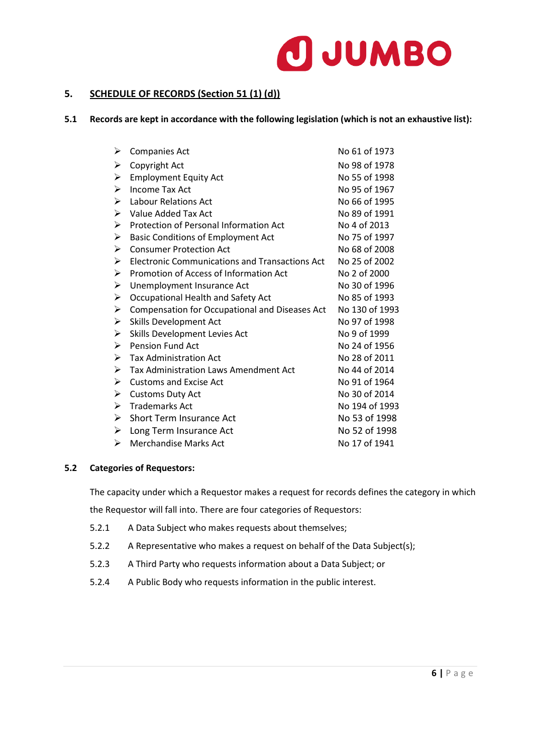## 5. SCHEDULE OF RECORDS (Section 51 (1) (d))

### 5.1 Records are kept in accordance with the following legislation (which is not an exhaustive list):

| Legislation | Number |
|---|---|
| Companies Act | No 61 of 1973 |
| Copyright Act | No 98 of 1978 |
| Employment Equity Act | No 55 of 1998 |
| Income Tax Act | No 95 of 1967 |
| Labour Relations Act | No 66 of 1995 |
| Value Added Tax Act | No 89 of 1991 |
| Protection of Personal Information Act | No 4 of 2013 |
| Basic Conditions of Employment Act | No 75 of 1997 |
| Consumer Protection Act | No 68 of 2008 |
| Electronic Communications and Transactions Act | No 25 of 2002 |
| Promotion of Access of Information Act | No 2 of 2000 |
| Unemployment Insurance Act | No 30 of 1996 |
| Occupational Health and Safety Act | No 85 of 1993 |
| Compensation for Occupational and Diseases Act | No 130 of 1993 |
| Skills Development Act | No 97 of 1998 |
| Skills Development Levies Act | No 9 of 1999 |
| Pension Fund Act | No 24 of 1956 |
| Tax Administration Act | No 28 of 2011 |
| Tax Administration Laws Amendment Act | No 44 of 2014 |
| Customs and Excise Act | No 91 of 1964 |
| Customs Duty Act | No 30 of 2014 |
| Trademarks Act | No 194 of 1993 |
| Short Term Insurance Act | No 53 of 1998 |
| Long Term Insurance Act | No 52 of 1998 |
| Merchandise Marks Act | No 17 of 1941 |

### 5.2 Categories of Requestors:

The capacity under which a Requestor makes a request for records defines the category in which the Requestor will fall into. There are four categories of Requestors:

5.2.1 A Data Subject who makes requests about themselves;

5.2.2 A Representative who makes a request on behalf of the Data Subject(s);

5.2.3 A Third Party who requests information about a Data Subject; or

5.2.4 A Public Body who requests information in the public interest.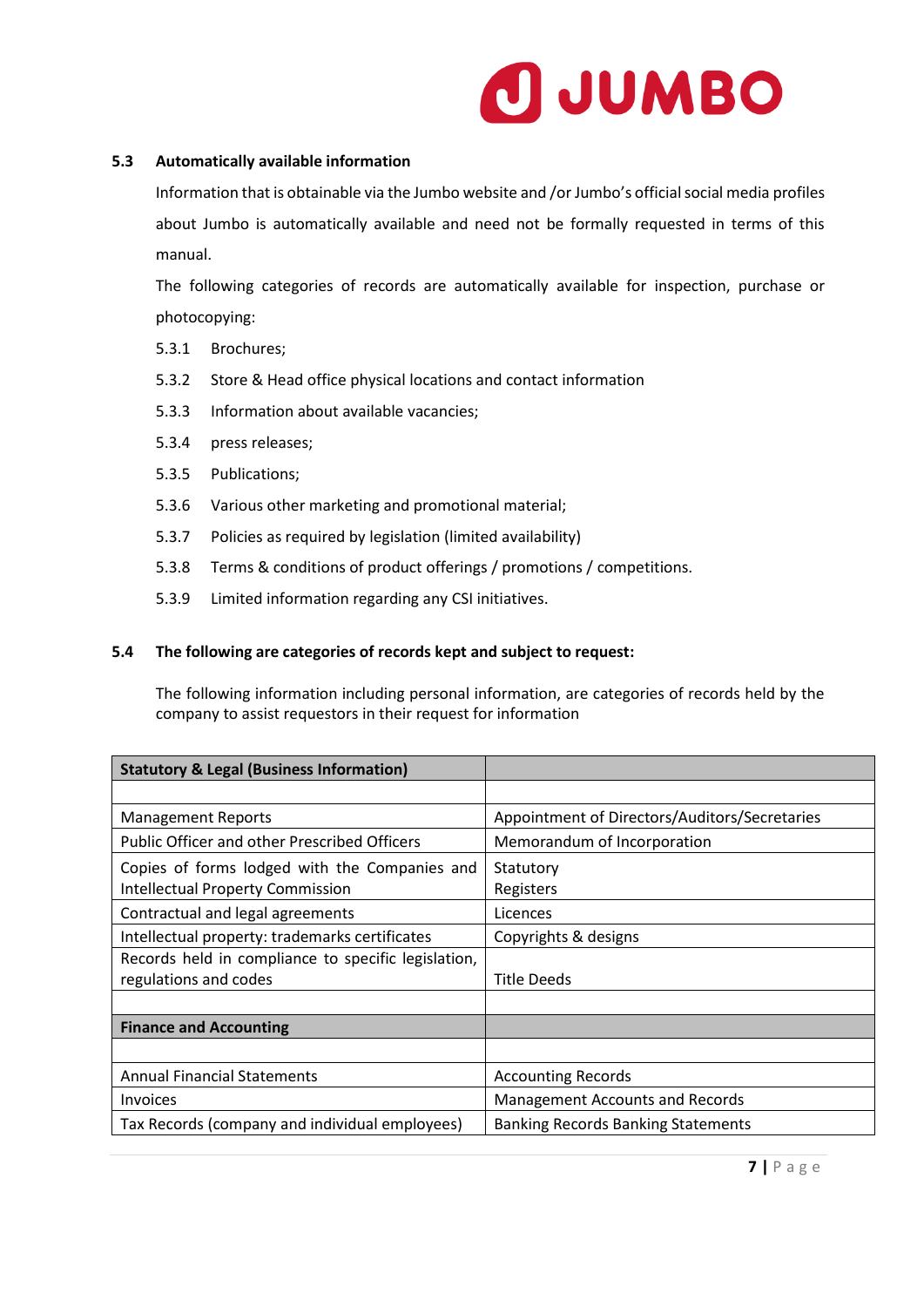**5.3 Automatically available information**

Information that is obtainable via the Jumbo website and /or Jumbo's official social media profiles about Jumbo is automatically available and need not be formally requested in terms of this manual.

The following categories of records are automatically available for inspection, purchase or photocopying:

5.3.1 Brochures;

5.3.2 Store & Head office physical locations and contact information

5.3.3 Information about available vacancies;

5.3.4 press releases;

5.3.5 Publications;

5.3.6 Various other marketing and promotional material;

5.3.7 Policies as required by legislation (limited availability)

5.3.8 Terms & conditions of product offerings / promotions / competitions.

5.3.9 Limited information regarding any CSI initiatives.

**5.4 The following are categories of records kept and subject to request:**

The following information including personal information, are categories of records held by the company to assist requestors in their request for information

| **Statutory & Legal (Business Information)** | |
|---|---|
| | |
| Management Reports | Appointment of Directors/Auditors/Secretaries |
| Public Officer and other Prescribed Officers | Memorandum of Incorporation |
| Copies of forms lodged with the Companies and Intellectual Property Commission | Statutory Registers |
| Contractual and legal agreements | Licences |
| Intellectual property: trademarks certificates | Copyrights & designs |
| Records held in compliance to specific legislation, regulations and codes | Title Deeds |
| | |
| **Finance and Accounting** | |
| | |
| Annual Financial Statements | Accounting Records |
| Invoices | Management Accounts and Records |
| Tax Records (company and individual employees) | Banking Records Banking Statements |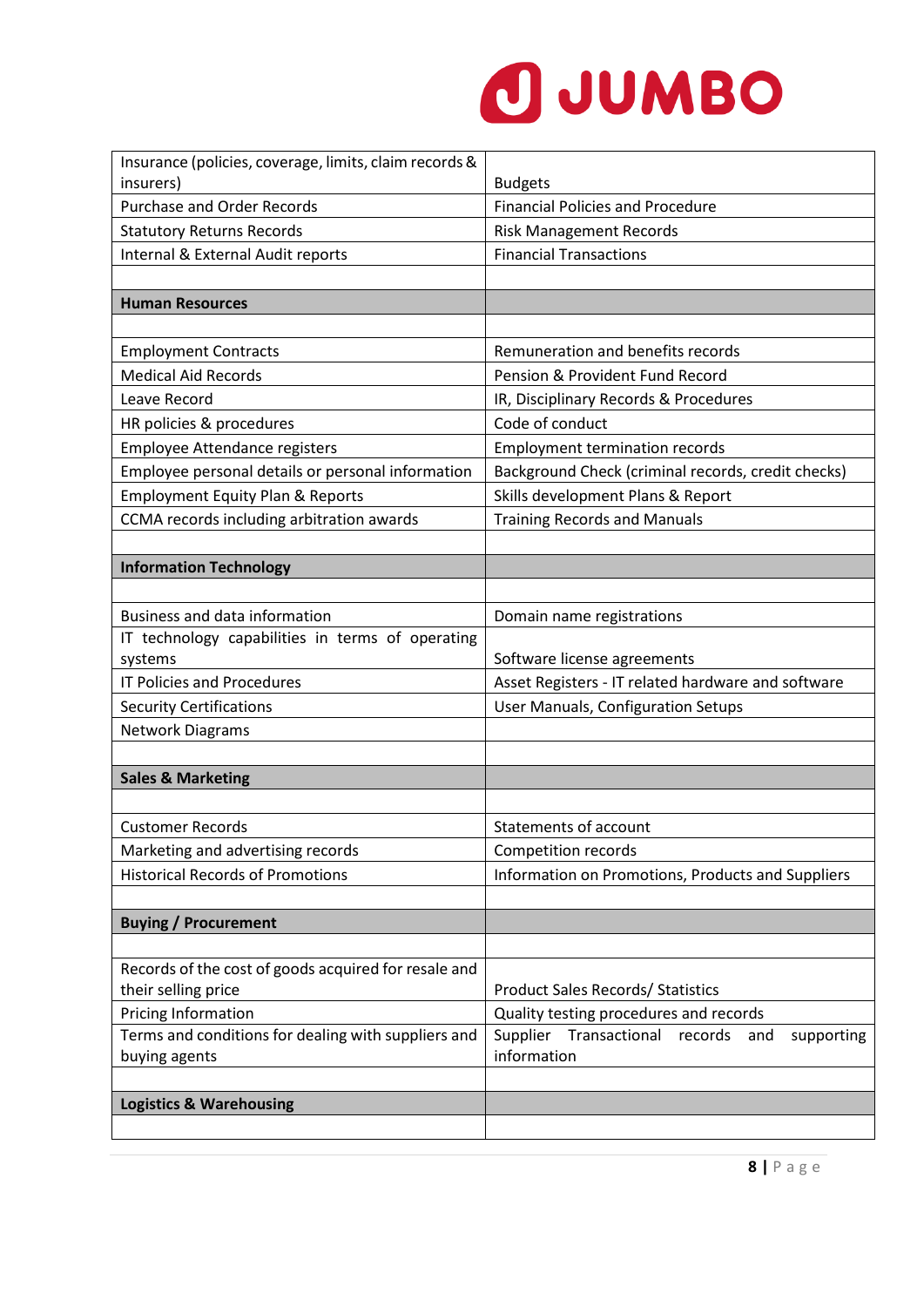| Insurance (policies, coverage, limits, claim records & insurers) | Budgets |
|---|---|
| Purchase and Order Records | Financial Policies and Procedure |
| Statutory Returns Records | Risk Management Records |
| Internal & External Audit reports | Financial Transactions |
| | |
| **Human Resources** | |
| | |
| Employment Contracts | Remuneration and benefits records |
| Medical Aid Records | Pension & Provident Fund Record |
| Leave Record | IR, Disciplinary Records & Procedures |
| HR policies & procedures | Code of conduct |
| Employee Attendance registers | Employment termination records |
| Employee personal details or personal information | Background Check (criminal records, credit checks) |
| Employment Equity Plan & Reports | Skills development Plans & Report |
| CCMA records including arbitration awards | Training Records and Manuals |
| | |
| **Information Technology** | |
| | |
| Business and data information | Domain name registrations |
| IT technology capabilities in terms of operating systems | Software license agreements |
| IT Policies and Procedures | Asset Registers - IT related hardware and software |
| Security Certifications | User Manuals, Configuration Setups |
| Network Diagrams | |
| | |
| **Sales & Marketing** | |
| | |
| Customer Records | Statements of account |
| Marketing and advertising records | Competition records |
| Historical Records of Promotions | Information on Promotions, Products and Suppliers |
| | |
| **Buying / Procurement** | |
| | |
| Records of the cost of goods acquired for resale and their selling price | Product Sales Records/ Statistics |
| Pricing Information | Quality testing procedures and records |
| Terms and conditions for dealing with suppliers and buying agents | Supplier Transactional records and supporting information |
| | |
| **Logistics & Warehousing** | |
| | |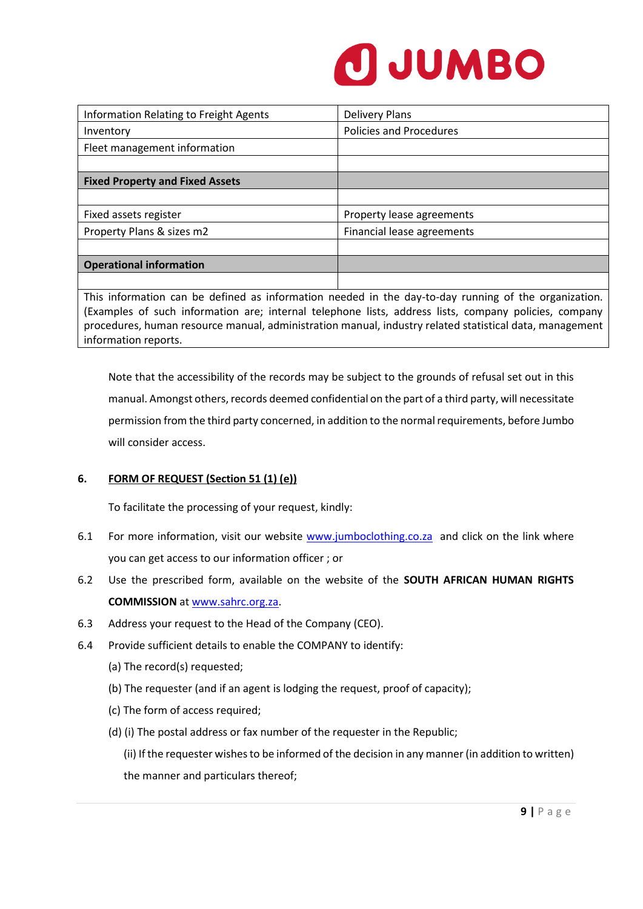| Information Relating to Freight Agents | Delivery Plans |
|---|---|
| Inventory | Policies and Procedures |
| Fleet management information | |
| | |
| **Fixed Property and Fixed Assets** | |
| | |
| Fixed assets register | Property lease agreements |
| Property Plans & sizes m2 | Financial lease agreements |
| | |
| **Operational information** | |
| | |
| This information can be defined as information needed in the day-to-day running of the organization. (Examples of such information are; internal telephone lists, address lists, company policies, company procedures, human resource manual, administration manual, industry related statistical data, management information reports. | |

Note that the accessibility of the records may be subject to the grounds of refusal set out in this manual. Amongst others, records deemed confidential on the part of a third party, will necessitate permission from the third party concerned, in addition to the normal requirements, before Jumbo will consider access.

## 6. FORM OF REQUEST (Section 51 (1) (e))

To facilitate the processing of your request, kindly:

6.1 For more information, visit our website www.jumboclothing.co.za and click on the link where you can get access to our information officer ; or

6.2 Use the prescribed form, available on the website of the **SOUTH AFRICAN HUMAN RIGHTS COMMISSION** at www.sahrc.org.za.

6.3 Address your request to the Head of the Company (CEO).

6.4 Provide sufficient details to enable the COMPANY to identify:

(a) The record(s) requested;

(b) The requester (and if an agent is lodging the request, proof of capacity);

(c) The form of access required;

(d) (i) The postal address or fax number of the requester in the Republic;

(ii) If the requester wishes to be informed of the decision in any manner (in addition to written) the manner and particulars thereof;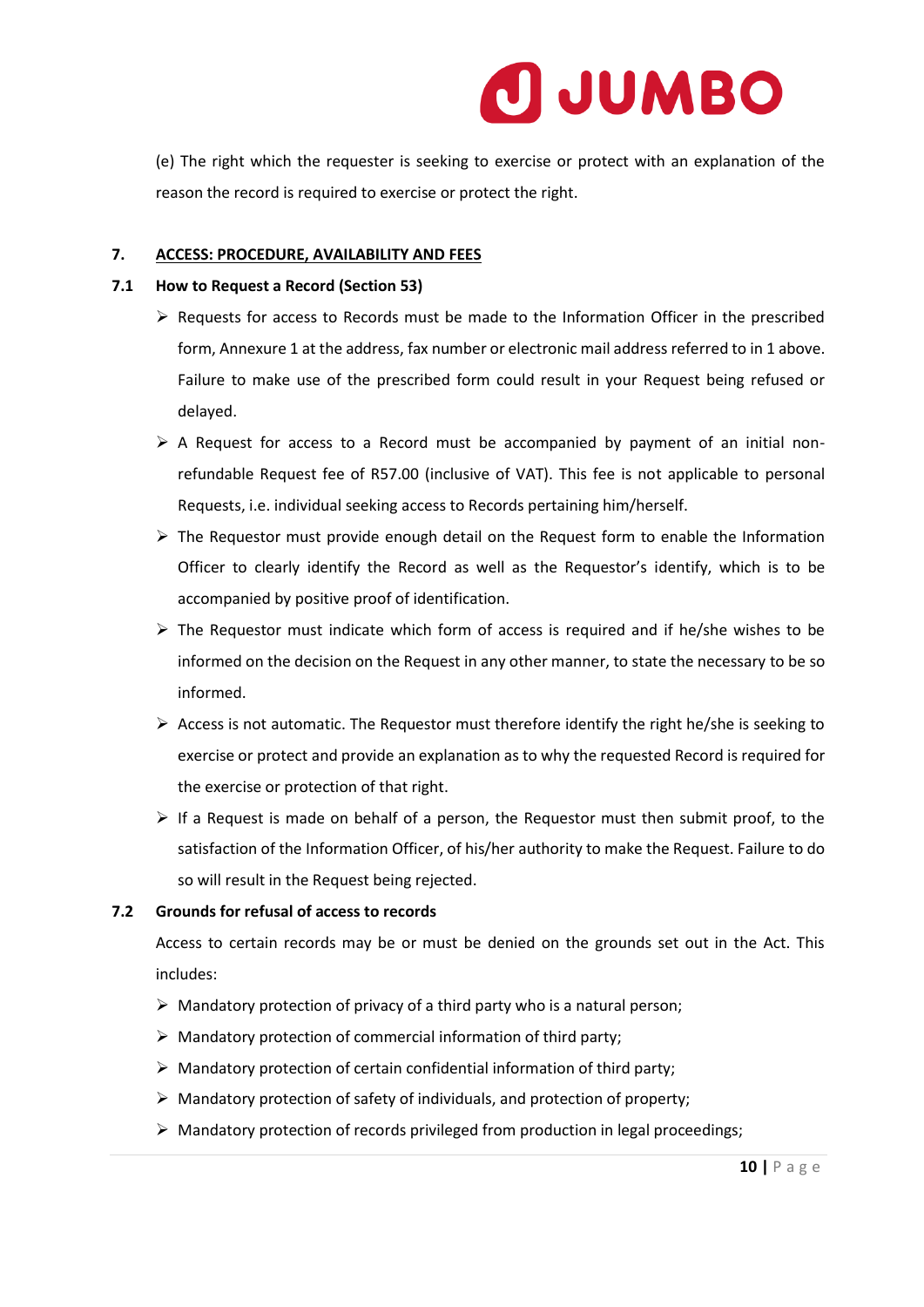(e) The right which the requester is seeking to exercise or protect with an explanation of the reason the record is required to exercise or protect the right.

## 7. ACCESS: PROCEDURE, AVAILABILITY AND FEES

### 7.1 How to Request a Record (Section 53)

- Requests for access to Records must be made to the Information Officer in the prescribed form, Annexure 1 at the address, fax number or electronic mail address referred to in 1 above. Failure to make use of the prescribed form could result in your Request being refused or delayed.
- A Request for access to a Record must be accompanied by payment of an initial non-refundable Request fee of R57.00 (inclusive of VAT). This fee is not applicable to personal Requests, i.e. individual seeking access to Records pertaining him/herself.
- The Requestor must provide enough detail on the Request form to enable the Information Officer to clearly identify the Record as well as the Requestor's identify, which is to be accompanied by positive proof of identification.
- The Requestor must indicate which form of access is required and if he/she wishes to be informed on the decision on the Request in any other manner, to state the necessary to be so informed.
- Access is not automatic. The Requestor must therefore identify the right he/she is seeking to exercise or protect and provide an explanation as to why the requested Record is required for the exercise or protection of that right.
- If a Request is made on behalf of a person, the Requestor must then submit proof, to the satisfaction of the Information Officer, of his/her authority to make the Request. Failure to do so will result in the Request being rejected.

### 7.2 Grounds for refusal of access to records

Access to certain records may be or must be denied on the grounds set out in the Act. This includes:

- Mandatory protection of privacy of a third party who is a natural person;
- Mandatory protection of commercial information of third party;
- Mandatory protection of certain confidential information of third party;
- Mandatory protection of safety of individuals, and protection of property;
- Mandatory protection of records privileged from production in legal proceedings;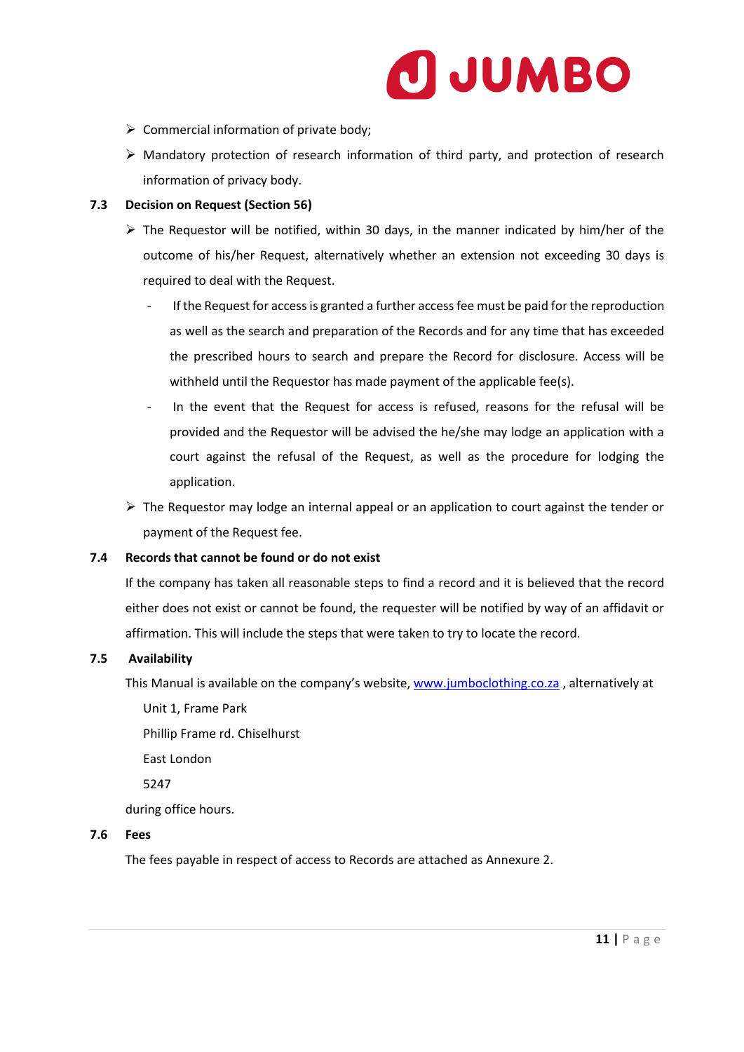- Commercial information of private body;
- Mandatory protection of research information of third party, and protection of research information of privacy body.

### 7.3 Decision on Request (Section 56)

- The Requestor will be notified, within 30 days, in the manner indicated by him/her of the outcome of his/her Request, alternatively whether an extension not exceeding 30 days is required to deal with the Request.
  - If the Request for access is granted a further access fee must be paid for the reproduction as well as the search and preparation of the Records and for any time that has exceeded the prescribed hours to search and prepare the Record for disclosure. Access will be withheld until the Requestor has made payment of the applicable fee(s).
  - In the event that the Request for access is refused, reasons for the refusal will be provided and the Requestor will be advised the he/she may lodge an application with a court against the refusal of the Request, as well as the procedure for lodging the application.
- The Requestor may lodge an internal appeal or an application to court against the tender or payment of the Request fee.

### 7.4 Records that cannot be found or do not exist

If the company has taken all reasonable steps to find a record and it is believed that the record either does not exist or cannot be found, the requester will be notified by way of an affidavit or affirmation. This will include the steps that were taken to try to locate the record.

### 7.5 Availability

This Manual is available on the company's website, [www.jumboclothing.co.za](http://www.jumboclothing.co.za) , alternatively at

Unit 1, Frame Park
Phillip Frame rd. Chiselhurst
East London
5247

during office hours.

### 7.6 Fees

The fees payable in respect of access to Records are attached as Annexure 2.